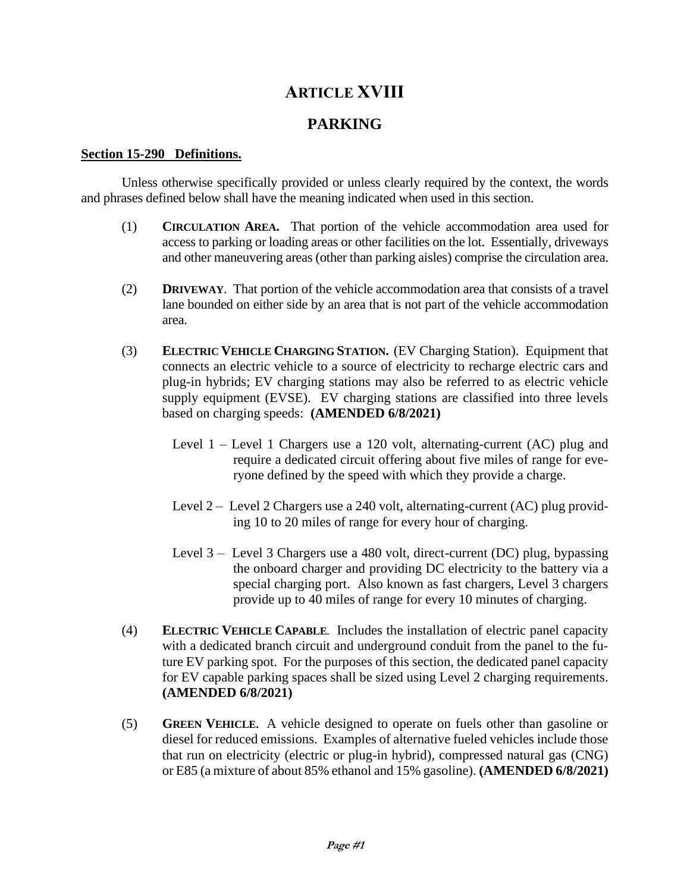# ARTICLE XVIII

## PARKING

**Section 15-290 Definitions.**

Unless otherwise specifically provided or unless clearly required by the context, the words and phrases defined below shall have the meaning indicated when used in this section.

(1) **CIRCULATION AREA.** That portion of the vehicle accommodation area used for access to parking or loading areas or other facilities on the lot. Essentially, driveways and other maneuvering areas (other than parking aisles) comprise the circulation area.

(2) **DRIVEWAY**. That portion of the vehicle accommodation area that consists of a travel lane bounded on either side by an area that is not part of the vehicle accommodation area.

(3) **ELECTRIC VEHICLE CHARGING STATION.** (EV Charging Station). Equipment that connects an electric vehicle to a source of electricity to recharge electric cars and plug-in hybrids; EV charging stations may also be referred to as electric vehicle supply equipment (EVSE). EV charging stations are classified into three levels based on charging speeds: **(AMENDED 6/8/2021)**

Level 1 – Level 1 Chargers use a 120 volt, alternating-current (AC) plug and require a dedicated circuit offering about five miles of range for everyone defined by the speed with which they provide a charge.

Level 2 – Level 2 Chargers use a 240 volt, alternating-current (AC) plug providing 10 to 20 miles of range for every hour of charging.

Level 3 – Level 3 Chargers use a 480 volt, direct-current (DC) plug, bypassing the onboard charger and providing DC electricity to the battery via a special charging port. Also known as fast chargers, Level 3 chargers provide up to 40 miles of range for every 10 minutes of charging.

(4) **ELECTRIC VEHICLE CAPABLE**. Includes the installation of electric panel capacity with a dedicated branch circuit and underground conduit from the panel to the future EV parking spot. For the purposes of this section, the dedicated panel capacity for EV capable parking spaces shall be sized using Level 2 charging requirements. **(AMENDED 6/8/2021)**

(5) **GREEN VEHICLE.** A vehicle designed to operate on fuels other than gasoline or diesel for reduced emissions. Examples of alternative fueled vehicles include those that run on electricity (electric or plug-in hybrid), compressed natural gas (CNG) or E85 (a mixture of about 85% ethanol and 15% gasoline). **(AMENDED 6/8/2021)**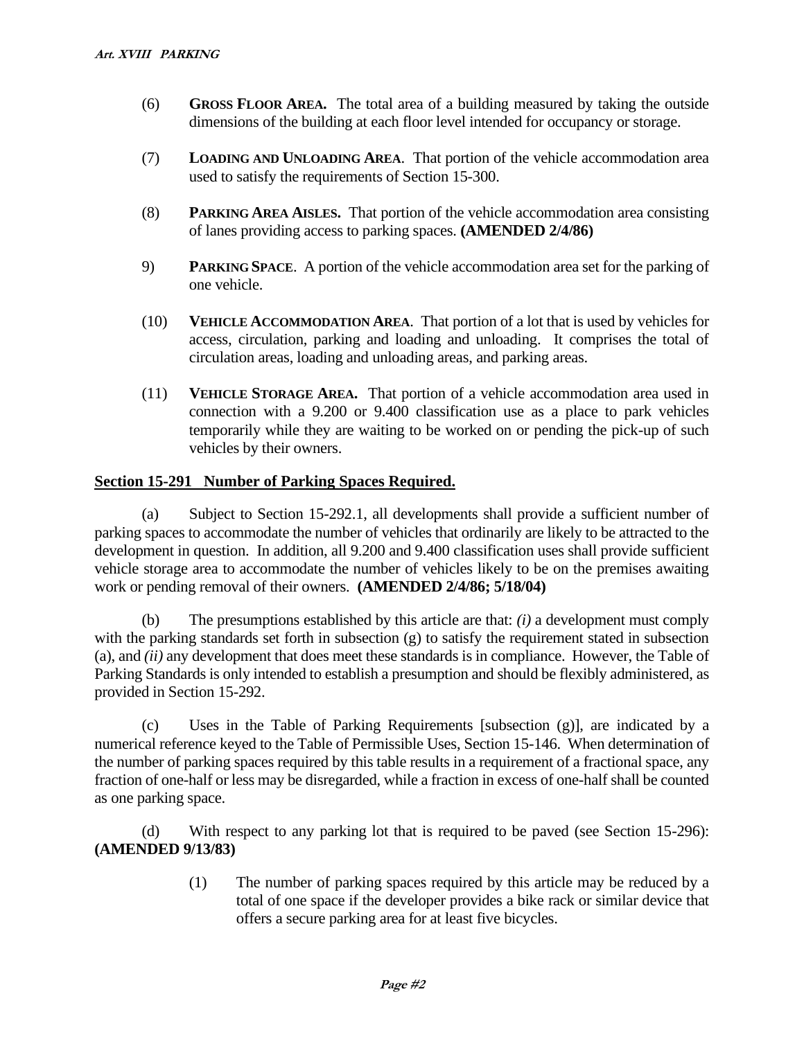(6) **GROSS FLOOR AREA.** The total area of a building measured by taking the outside dimensions of the building at each floor level intended for occupancy or storage.

(7) **LOADING AND UNLOADING AREA**. That portion of the vehicle accommodation area used to satisfy the requirements of Section 15-300.

(8) **PARKING AREA AISLES.** That portion of the vehicle accommodation area consisting of lanes providing access to parking spaces. **(AMENDED 2/4/86)**

9) **PARKING SPACE**. A portion of the vehicle accommodation area set for the parking of one vehicle.

(10) **VEHICLE ACCOMMODATION AREA**. That portion of a lot that is used by vehicles for access, circulation, parking and loading and unloading. It comprises the total of circulation areas, loading and unloading areas, and parking areas.

(11) **VEHICLE STORAGE AREA.** That portion of a vehicle accommodation area used in connection with a 9.200 or 9.400 classification use as a place to park vehicles temporarily while they are waiting to be worked on or pending the pick-up of such vehicles by their owners.

## Section 15-291 Number of Parking Spaces Required.

(a) Subject to Section 15-292.1, all developments shall provide a sufficient number of parking spaces to accommodate the number of vehicles that ordinarily are likely to be attracted to the development in question. In addition, all 9.200 and 9.400 classification uses shall provide sufficient vehicle storage area to accommodate the number of vehicles likely to be on the premises awaiting work or pending removal of their owners. **(AMENDED 2/4/86; 5/18/04)**

(b) The presumptions established by this article are that: *(i)* a development must comply with the parking standards set forth in subsection (g) to satisfy the requirement stated in subsection (a), and *(ii)* any development that does meet these standards is in compliance. However, the Table of Parking Standards is only intended to establish a presumption and should be flexibly administered, as provided in Section 15-292.

(c) Uses in the Table of Parking Requirements [subsection (g)], are indicated by a numerical reference keyed to the Table of Permissible Uses, Section 15-146. When determination of the number of parking spaces required by this table results in a requirement of a fractional space, any fraction of one-half or less may be disregarded, while a fraction in excess of one-half shall be counted as one parking space.

(d) With respect to any parking lot that is required to be paved (see Section 15-296): **(AMENDED 9/13/83)**

(1) The number of parking spaces required by this article may be reduced by a total of one space if the developer provides a bike rack or similar device that offers a secure parking area for at least five bicycles.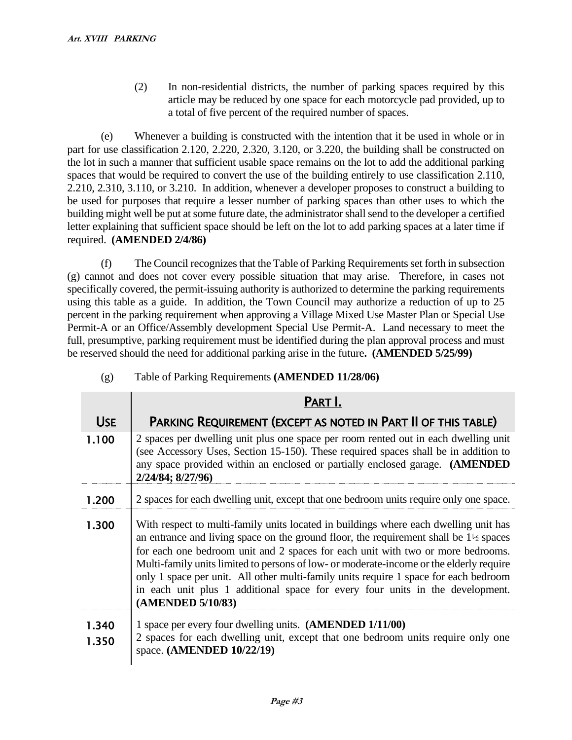(2) In non-residential districts, the number of parking spaces required by this article may be reduced by one space for each motorcycle pad provided, up to a total of five percent of the required number of spaces.

(e) Whenever a building is constructed with the intention that it be used in whole or in part for use classification 2.120, 2.220, 2.320, 3.120, or 3.220, the building shall be constructed on the lot in such a manner that sufficient usable space remains on the lot to add the additional parking spaces that would be required to convert the use of the building entirely to use classification 2.110, 2.210, 2.310, 3.110, or 3.210. In addition, whenever a developer proposes to construct a building to be used for purposes that require a lesser number of parking spaces than other uses to which the building might well be put at some future date, the administrator shall send to the developer a certified letter explaining that sufficient space should be left on the lot to add parking spaces at a later time if required. **(AMENDED 2/4/86)**

(f) The Council recognizes that the Table of Parking Requirements set forth in subsection (g) cannot and does not cover every possible situation that may arise. Therefore, in cases not specifically covered, the permit-issuing authority is authorized to determine the parking requirements using this table as a guide. In addition, the Town Council may authorize a reduction of up to 25 percent in the parking requirement when approving a Village Mixed Use Master Plan or Special Use Permit-A or an Office/Assembly development Special Use Permit-A. Land necessary to meet the full, presumptive, parking requirement must be identified during the plan approval process and must be reserved should the need for additional parking arise in the future**. (AMENDED 5/25/99)**

(g) Table of Parking Requirements **(AMENDED 11/28/06)**

| USE | PART I. PARKING REQUIREMENT (EXCEPT AS NOTED IN PART II OF THIS TABLE) |
|---|---|
| 1.100 | 2 spaces per dwelling unit plus one space per room rented out in each dwelling unit (see Accessory Uses, Section 15-150). These required spaces shall be in addition to any space provided within an enclosed or partially enclosed garage. **(AMENDED 2/24/84; 8/27/96)** |
| 1.200 | 2 spaces for each dwelling unit, except that one bedroom units require only one space. |
| 1.300 | With respect to multi-family units located in buildings where each dwelling unit has an entrance and living space on the ground floor, the requirement shall be 1½ spaces for each one bedroom unit and 2 spaces for each unit with two or more bedrooms. Multi-family units limited to persons of low- or moderate-income or the elderly require only 1 space per unit. All other multi-family units require 1 space for each bedroom in each unit plus 1 additional space for every four units in the development. **(AMENDED 5/10/83)** |
| 1.340 | 1 space per every four dwelling units. **(AMENDED 1/11/00)** |
| 1.350 | 2 spaces for each dwelling unit, except that one bedroom units require only one space. **(AMENDED 10/22/19)** |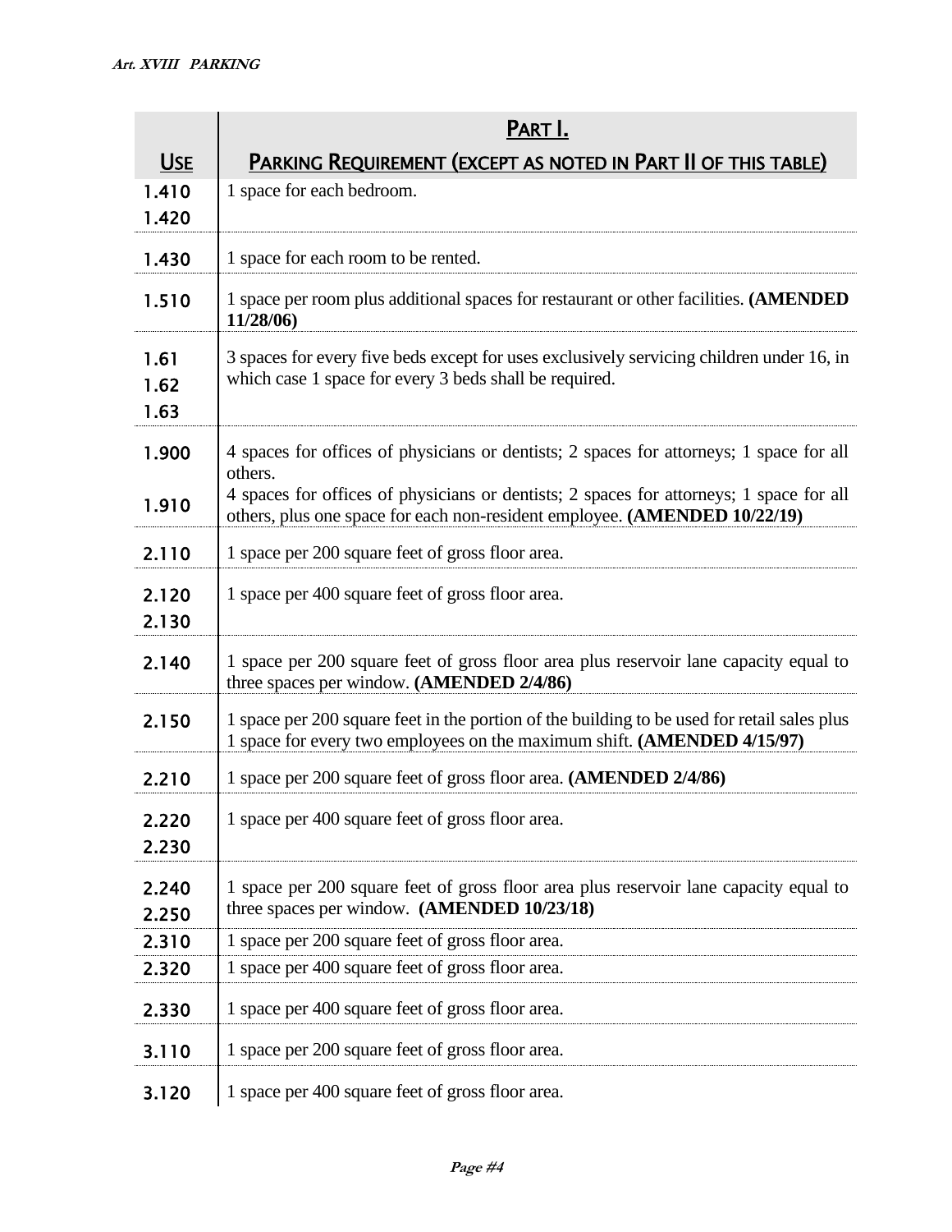| USE | PART I. PARKING REQUIREMENT (EXCEPT AS NOTED IN PART II OF THIS TABLE) |
|---|---|
| 1.410<br>1.420 | 1 space for each bedroom. |
| 1.430 | 1 space for each room to be rented. |
| 1.510 | 1 space per room plus additional spaces for restaurant or other facilities. **(AMENDED 11/28/06)** |
| 1.61<br>1.62<br>1.63 | 3 spaces for every five beds except for uses exclusively servicing children under 16, in which case 1 space for every 3 beds shall be required. |
| 1.900 | 4 spaces for offices of physicians or dentists; 2 spaces for attorneys; 1 space for all others. |
| 1.910 | 4 spaces for offices of physicians or dentists; 2 spaces for attorneys; 1 space for all others, plus one space for each non-resident employee. **(AMENDED 10/22/19)** |
| 2.110 | 1 space per 200 square feet of gross floor area. |
| 2.120<br>2.130 | 1 space per 400 square feet of gross floor area. |
| 2.140 | 1 space per 200 square feet of gross floor area plus reservoir lane capacity equal to three spaces per window. **(AMENDED 2/4/86)** |
| 2.150 | 1 space per 200 square feet in the portion of the building to be used for retail sales plus 1 space for every two employees on the maximum shift. **(AMENDED 4/15/97)** |
| 2.210 | 1 space per 200 square feet of gross floor area. **(AMENDED 2/4/86)** |
| 2.220<br>2.230 | 1 space per 400 square feet of gross floor area. |
| 2.240<br>2.250 | 1 space per 200 square feet of gross floor area plus reservoir lane capacity equal to three spaces per window. **(AMENDED 10/23/18)** |
| 2.310 | 1 space per 200 square feet of gross floor area. |
| 2.320 | 1 space per 400 square feet of gross floor area. |
| 2.330 | 1 space per 400 square feet of gross floor area. |
| 3.110 | 1 space per 200 square feet of gross floor area. |
| 3.120 | 1 space per 400 square feet of gross floor area. |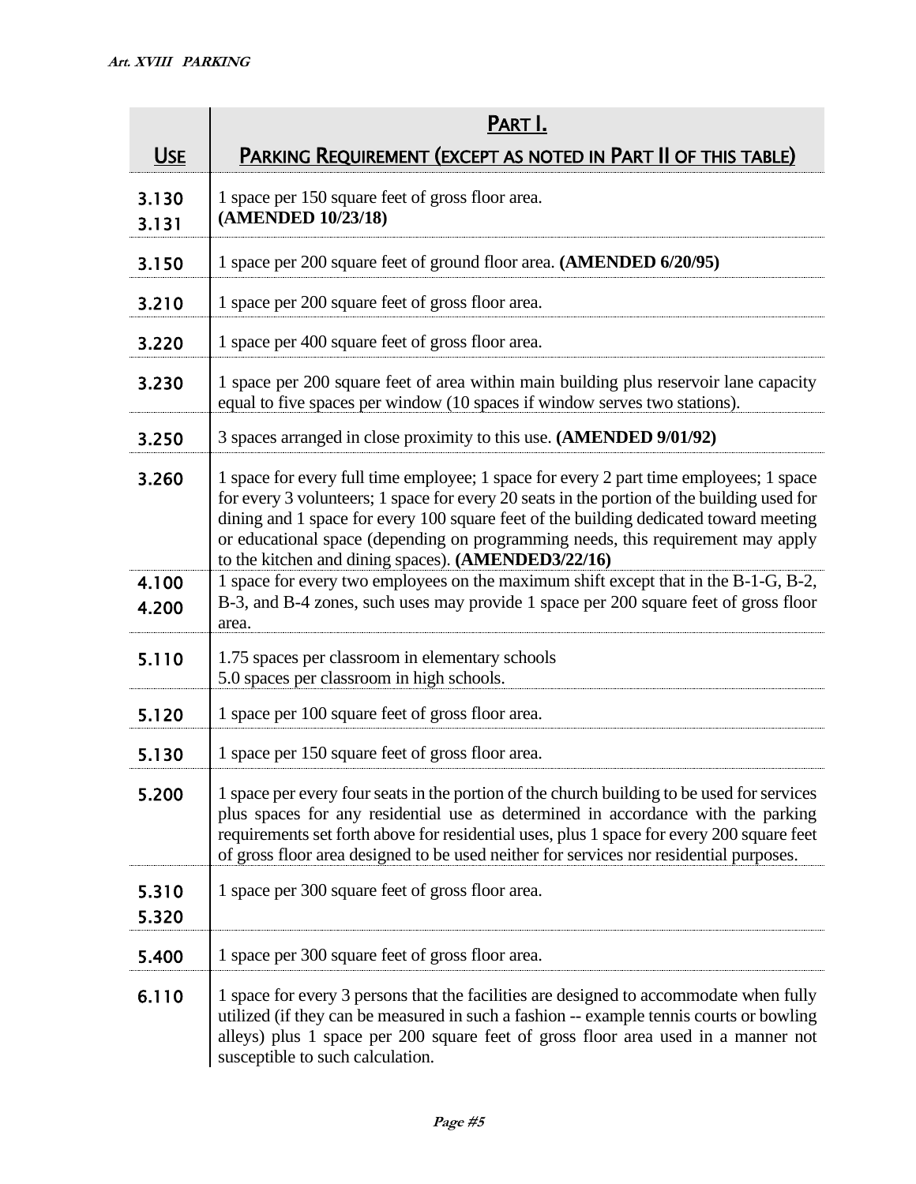| USE | PART I. PARKING REQUIREMENT (EXCEPT AS NOTED IN PART II OF THIS TABLE) |
|---|---|
| 3.130<br>3.131 | 1 space per 150 square feet of gross floor area. **(AMENDED 10/23/18)** |
| 3.150 | 1 space per 200 square feet of ground floor area. **(AMENDED 6/20/95)** |
| 3.210 | 1 space per 200 square feet of gross floor area. |
| 3.220 | 1 space per 400 square feet of gross floor area. |
| 3.230 | 1 space per 200 square feet of area within main building plus reservoir lane capacity equal to five spaces per window (10 spaces if window serves two stations). |
| 3.250 | 3 spaces arranged in close proximity to this use. **(AMENDED 9/01/92)** |
| 3.260 | 1 space for every full time employee; 1 space for every 2 part time employees; 1 space for every 3 volunteers; 1 space for every 20 seats in the portion of the building used for dining and 1 space for every 100 square feet of the building dedicated toward meeting or educational space (depending on programming needs, this requirement may apply to the kitchen and dining spaces). **(AMENDED3/22/16)** |
| 4.100<br>4.200 | 1 space for every two employees on the maximum shift except that in the B-1-G, B-2, B-3, and B-4 zones, such uses may provide 1 space per 200 square feet of gross floor area. |
| 5.110 | 1.75 spaces per classroom in elementary schools<br>5.0 spaces per classroom in high schools. |
| 5.120 | 1 space per 100 square feet of gross floor area. |
| 5.130 | 1 space per 150 square feet of gross floor area. |
| 5.200 | 1 space per every four seats in the portion of the church building to be used for services plus spaces for any residential use as determined in accordance with the parking requirements set forth above for residential uses, plus 1 space for every 200 square feet of gross floor area designed to be used neither for services nor residential purposes. |
| 5.310<br>5.320 | 1 space per 300 square feet of gross floor area. |
| 5.400 | 1 space per 300 square feet of gross floor area. |
| 6.110 | 1 space for every 3 persons that the facilities are designed to accommodate when fully utilized (if they can be measured in such a fashion -- example tennis courts or bowling alleys) plus 1 space per 200 square feet of gross floor area used in a manner not susceptible to such calculation. |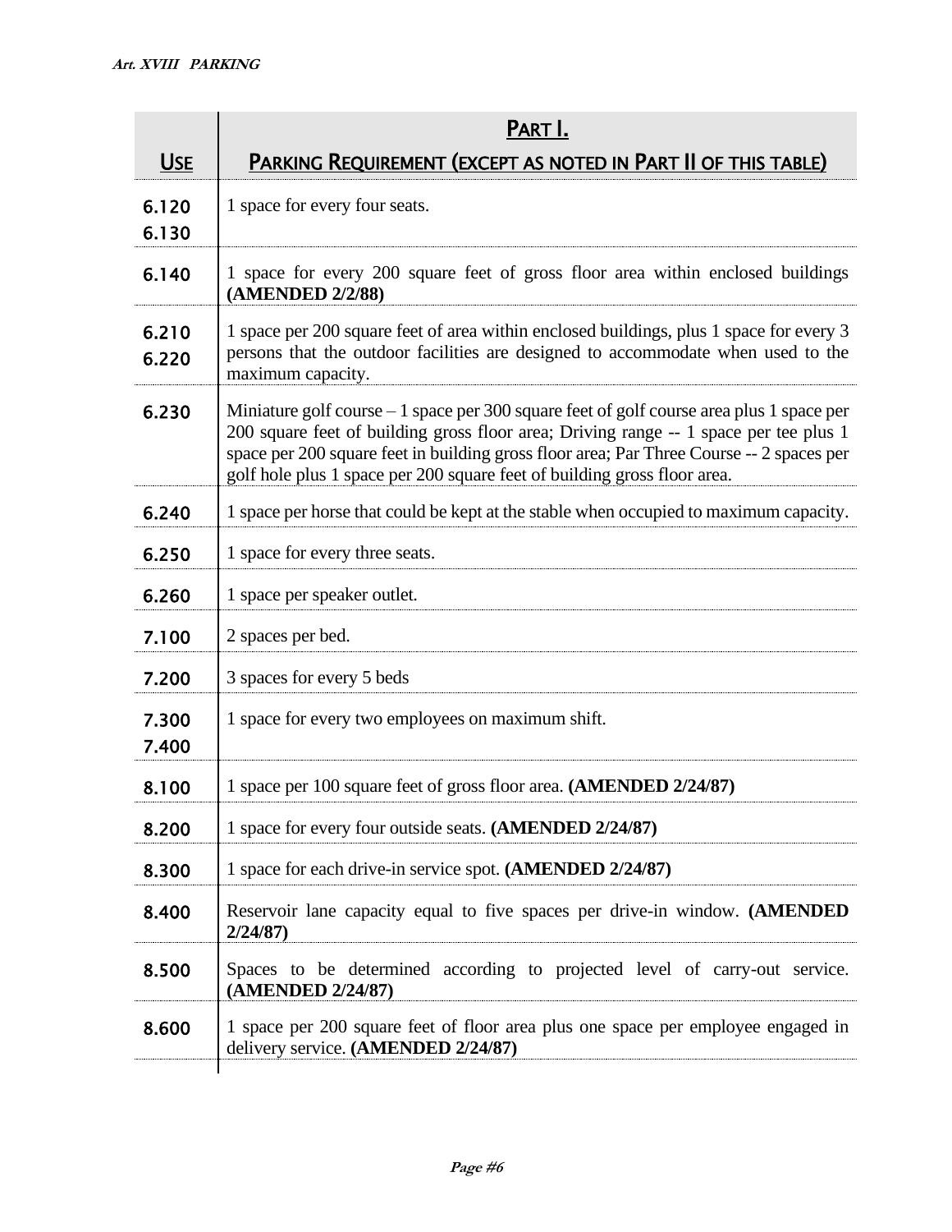| Use | Part I. Parking Requirement (except as noted in Part II of this table) |
|---|---|
| 6.120<br>6.130 | 1 space for every four seats. |
| 6.140 | 1 space for every 200 square feet of gross floor area within enclosed buildings **(AMENDED 2/2/88)** |
| 6.210<br>6.220 | 1 space per 200 square feet of area within enclosed buildings, plus 1 space for every 3 persons that the outdoor facilities are designed to accommodate when used to the maximum capacity. |
| 6.230 | Miniature golf course – 1 space per 300 square feet of golf course area plus 1 space per 200 square feet of building gross floor area; Driving range -- 1 space per tee plus 1 space per 200 square feet in building gross floor area; Par Three Course -- 2 spaces per golf hole plus 1 space per 200 square feet of building gross floor area. |
| 6.240 | 1 space per horse that could be kept at the stable when occupied to maximum capacity. |
| 6.250 | 1 space for every three seats. |
| 6.260 | 1 space per speaker outlet. |
| 7.100 | 2 spaces per bed. |
| 7.200 | 3 spaces for every 5 beds |
| 7.300<br>7.400 | 1 space for every two employees on maximum shift. |
| 8.100 | 1 space per 100 square feet of gross floor area. **(AMENDED 2/24/87)** |
| 8.200 | 1 space for every four outside seats. **(AMENDED 2/24/87)** |
| 8.300 | 1 space for each drive-in service spot. **(AMENDED 2/24/87)** |
| 8.400 | Reservoir lane capacity equal to five spaces per drive-in window. **(AMENDED 2/24/87)** |
| 8.500 | Spaces to be determined according to projected level of carry-out service. **(AMENDED 2/24/87)** |
| 8.600 | 1 space per 200 square feet of floor area plus one space per employee engaged in delivery service. **(AMENDED 2/24/87)** |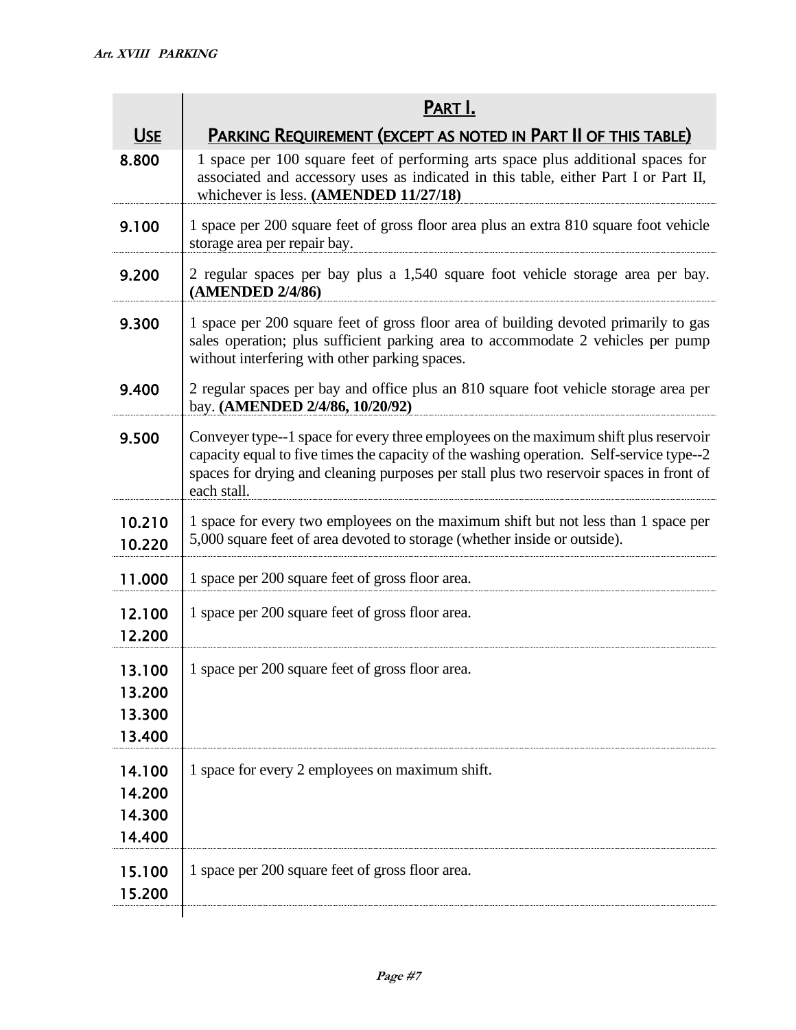| Use | Part I. Parking Requirement (except as noted in Part II of this table) |
|---|---|
| 8.800 | 1 space per 100 square feet of performing arts space plus additional spaces for associated and accessory uses as indicated in this table, either Part I or Part II, whichever is less. **(AMENDED 11/27/18)** |
| 9.100 | 1 space per 200 square feet of gross floor area plus an extra 810 square foot vehicle storage area per repair bay. |
| 9.200 | 2 regular spaces per bay plus a 1,540 square foot vehicle storage area per bay. **(AMENDED 2/4/86)** |
| 9.300 | 1 space per 200 square feet of gross floor area of building devoted primarily to gas sales operation; plus sufficient parking area to accommodate 2 vehicles per pump without interfering with other parking spaces. |
| 9.400 | 2 regular spaces per bay and office plus an 810 square foot vehicle storage area per bay. **(AMENDED 2/4/86, 10/20/92)** |
| 9.500 | Conveyer type--1 space for every three employees on the maximum shift plus reservoir capacity equal to five times the capacity of the washing operation. Self-service type--2 spaces for drying and cleaning purposes per stall plus two reservoir spaces in front of each stall. |
| 10.210<br>10.220 | 1 space for every two employees on the maximum shift but not less than 1 space per 5,000 square feet of area devoted to storage (whether inside or outside). |
| 11.000 | 1 space per 200 square feet of gross floor area. |
| 12.100<br>12.200 | 1 space per 200 square feet of gross floor area. |
| 13.100<br>13.200<br>13.300<br>13.400 | 1 space per 200 square feet of gross floor area. |
| 14.100<br>14.200<br>14.300<br>14.400 | 1 space for every 2 employees on maximum shift. |
| 15.100<br>15.200 | 1 space per 200 square feet of gross floor area. |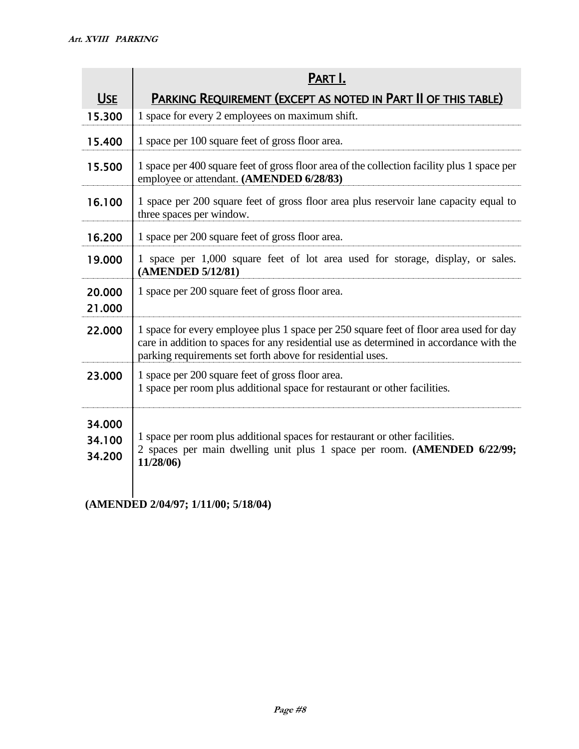| Use | Part I. Parking Requirement (except as noted in Part II of this table) |
|---|---|
| 15.300 | 1 space for every 2 employees on maximum shift. |
| 15.400 | 1 space per 100 square feet of gross floor area. |
| 15.500 | 1 space per 400 square feet of gross floor area of the collection facility plus 1 space per employee or attendant. **(AMENDED 6/28/83)** |
| 16.100 | 1 space per 200 square feet of gross floor area plus reservoir lane capacity equal to three spaces per window. |
| 16.200 | 1 space per 200 square feet of gross floor area. |
| 19.000 | 1 space per 1,000 square feet of lot area used for storage, display, or sales. **(AMENDED 5/12/81)** |
| 20.000<br>21.000 | 1 space per 200 square feet of gross floor area. |
| 22.000 | 1 space for every employee plus 1 space per 250 square feet of floor area used for day care in addition to spaces for any residential use as determined in accordance with the parking requirements set forth above for residential uses. |
| 23.000 | 1 space per 200 square feet of gross floor area.<br>1 space per room plus additional space for restaurant or other facilities. |
| 34.000<br>34.100<br>34.200 | 1 space per room plus additional spaces for restaurant or other facilities.<br>2 spaces per main dwelling unit plus 1 space per room. **(AMENDED 6/22/99; 11/28/06)** |

**(AMENDED 2/04/97; 1/11/00; 5/18/04)**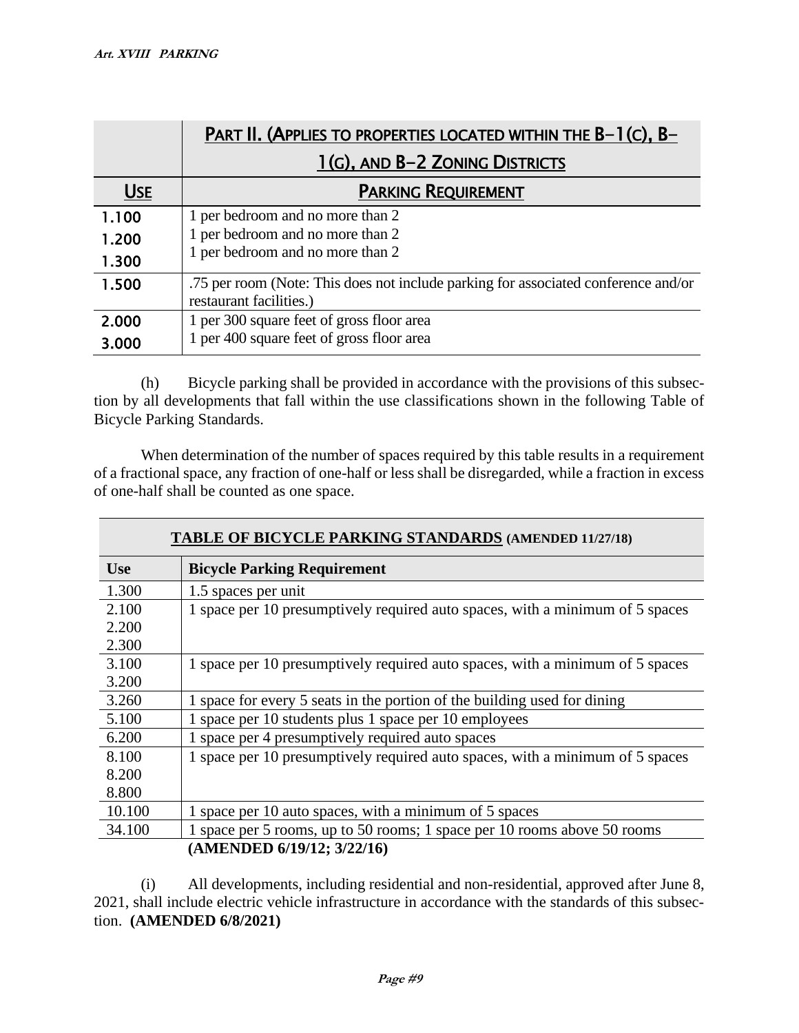| | Part II. (Applies to properties located within the B-1(c), B-1(g), and B-2 Zoning Districts |
|---|---|
| **Use** | **Parking Requirement** |
| 1.100 | 1 per bedroom and no more than 2 |
| 1.200 | 1 per bedroom and no more than 2 |
| 1.300 | 1 per bedroom and no more than 2 |
| 1.500 | .75 per room (Note: This does not include parking for associated conference and/or restaurant facilities.) |
| 2.000 | 1 per 300 square feet of gross floor area |
| 3.000 | 1 per 400 square feet of gross floor area |

(h) Bicycle parking shall be provided in accordance with the provisions of this subsection by all developments that fall within the use classifications shown in the following Table of Bicycle Parking Standards.

When determination of the number of spaces required by this table results in a requirement of a fractional space, any fraction of one-half or less shall be disregarded, while a fraction in excess of one-half shall be counted as one space.

**TABLE OF BICYCLE PARKING STANDARDS (AMENDED 11/27/18)**

| Use | Bicycle Parking Requirement |
|---|---|
| 1.300 | 1.5 spaces per unit |
| 2.100<br>2.200<br>2.300 | 1 space per 10 presumptively required auto spaces, with a minimum of 5 spaces |
| 3.100<br>3.200 | 1 space per 10 presumptively required auto spaces, with a minimum of 5 spaces |
| 3.260 | 1 space for every 5 seats in the portion of the building used for dining |
| 5.100 | 1 space per 10 students plus 1 space per 10 employees |
| 6.200 | 1 space per 4 presumptively required auto spaces |
| 8.100<br>8.200<br>8.800 | 1 space per 10 presumptively required auto spaces, with a minimum of 5 spaces |
| 10.100 | 1 space per 10 auto spaces, with a minimum of 5 spaces |
| 34.100 | 1 space per 5 rooms, up to 50 rooms; 1 space per 10 rooms above 50 rooms |

**(AMENDED 6/19/12; 3/22/16)**

(i) All developments, including residential and non-residential, approved after June 8, 2021, shall include electric vehicle infrastructure in accordance with the standards of this subsection. **(AMENDED 6/8/2021)**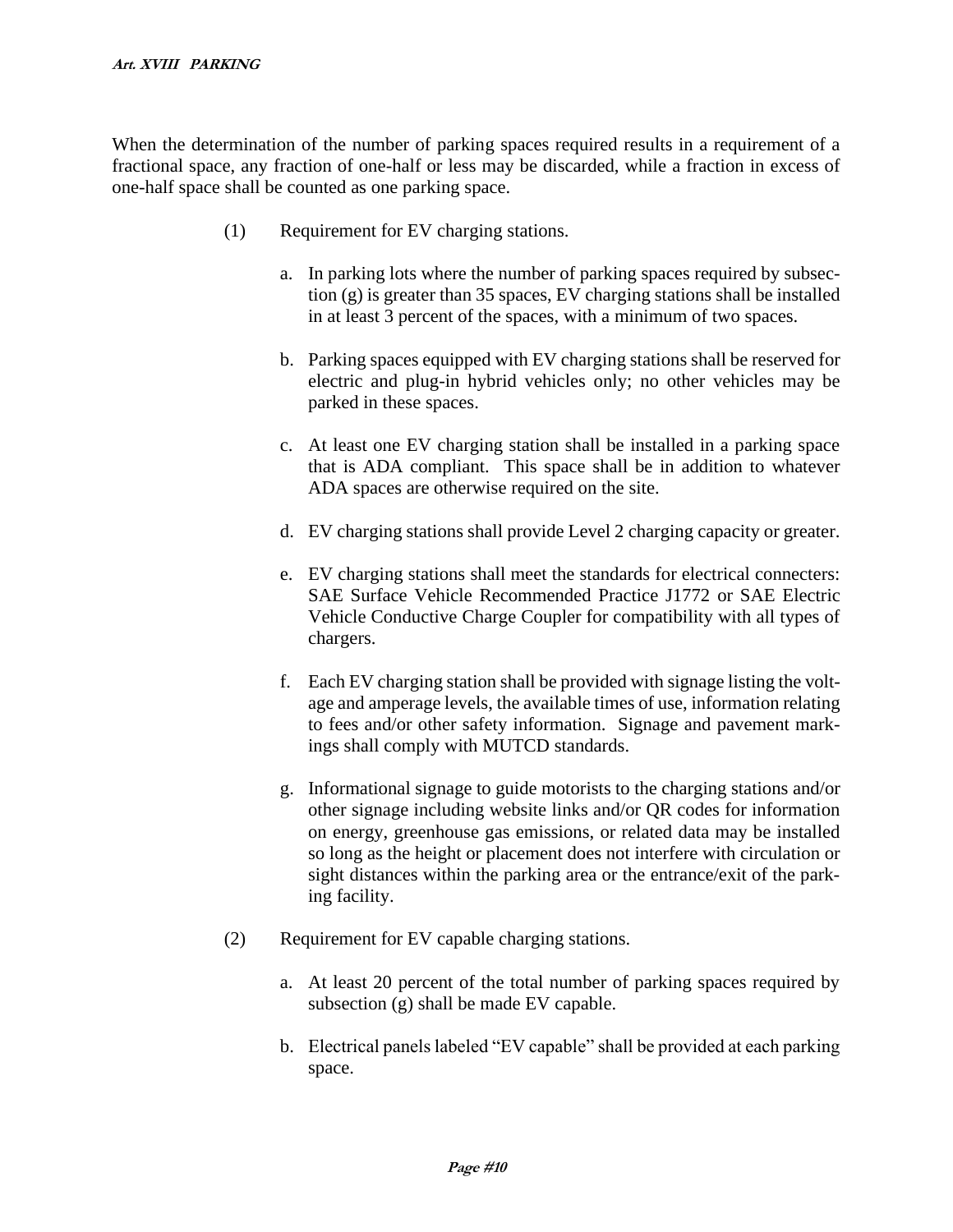When the determination of the number of parking spaces required results in a requirement of a fractional space, any fraction of one-half or less may be discarded, while a fraction in excess of one-half space shall be counted as one parking space.

(1) Requirement for EV charging stations.

a. In parking lots where the number of parking spaces required by subsection (g) is greater than 35 spaces, EV charging stations shall be installed in at least 3 percent of the spaces, with a minimum of two spaces.

b. Parking spaces equipped with EV charging stations shall be reserved for electric and plug-in hybrid vehicles only; no other vehicles may be parked in these spaces.

c. At least one EV charging station shall be installed in a parking space that is ADA compliant. This space shall be in addition to whatever ADA spaces are otherwise required on the site.

d. EV charging stations shall provide Level 2 charging capacity or greater.

e. EV charging stations shall meet the standards for electrical connecters: SAE Surface Vehicle Recommended Practice J1772 or SAE Electric Vehicle Conductive Charge Coupler for compatibility with all types of chargers.

f. Each EV charging station shall be provided with signage listing the voltage and amperage levels, the available times of use, information relating to fees and/or other safety information. Signage and pavement markings shall comply with MUTCD standards.

g. Informational signage to guide motorists to the charging stations and/or other signage including website links and/or QR codes for information on energy, greenhouse gas emissions, or related data may be installed so long as the height or placement does not interfere with circulation or sight distances within the parking area or the entrance/exit of the parking facility.

(2) Requirement for EV capable charging stations.

a. At least 20 percent of the total number of parking spaces required by subsection (g) shall be made EV capable.

b. Electrical panels labeled "EV capable" shall be provided at each parking space.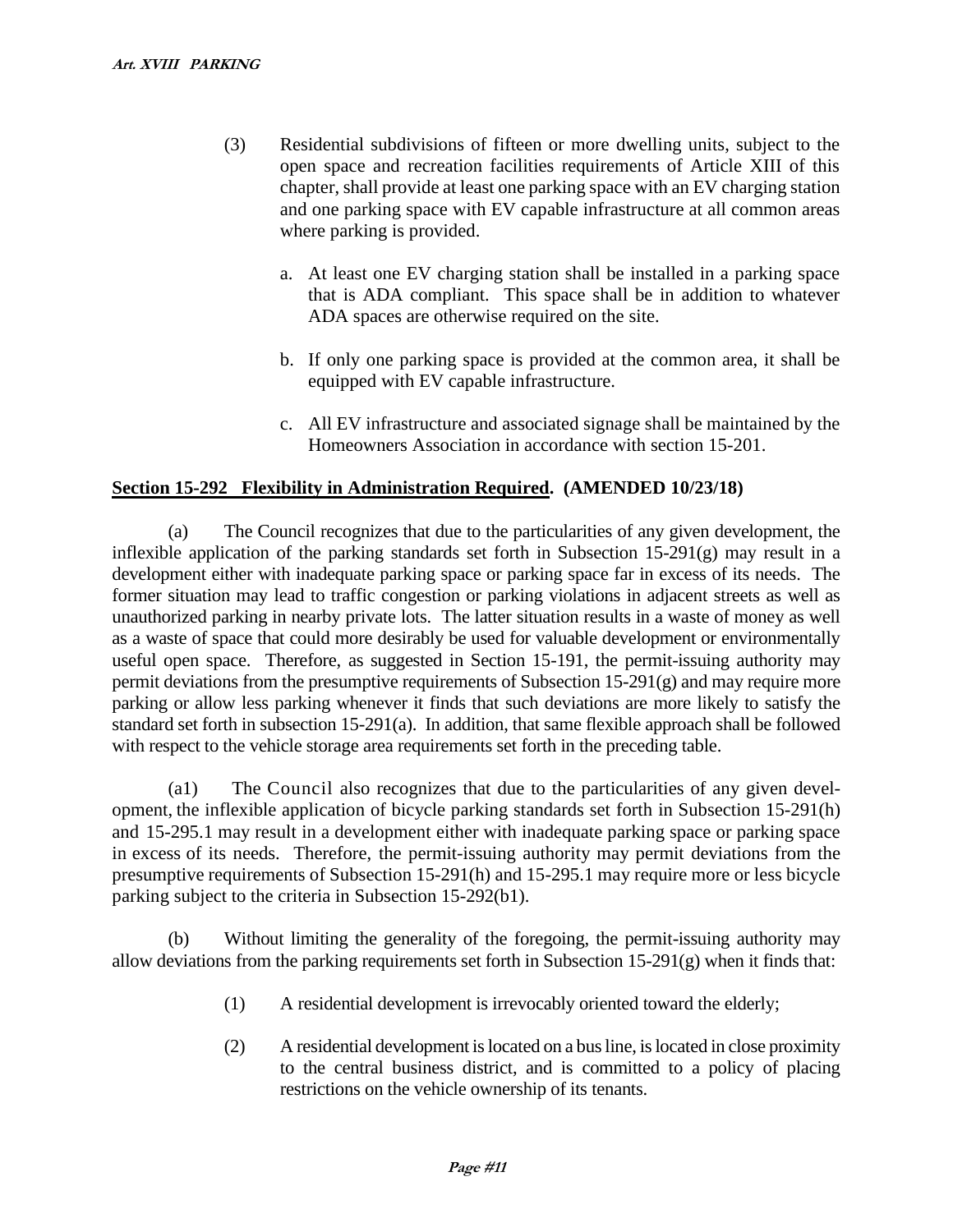(3) Residential subdivisions of fifteen or more dwelling units, subject to the open space and recreation facilities requirements of Article XIII of this chapter, shall provide at least one parking space with an EV charging station and one parking space with EV capable infrastructure at all common areas where parking is provided.

a. At least one EV charging station shall be installed in a parking space that is ADA compliant. This space shall be in addition to whatever ADA spaces are otherwise required on the site.

b. If only one parking space is provided at the common area, it shall be equipped with EV capable infrastructure.

c. All EV infrastructure and associated signage shall be maintained by the Homeowners Association in accordance with section 15-201.

**Section 15-292 Flexibility in Administration Required. (AMENDED 10/23/18)**

(a) The Council recognizes that due to the particularities of any given development, the inflexible application of the parking standards set forth in Subsection 15-291(g) may result in a development either with inadequate parking space or parking space far in excess of its needs. The former situation may lead to traffic congestion or parking violations in adjacent streets as well as unauthorized parking in nearby private lots. The latter situation results in a waste of money as well as a waste of space that could more desirably be used for valuable development or environmentally useful open space. Therefore, as suggested in Section 15-191, the permit-issuing authority may permit deviations from the presumptive requirements of Subsection 15-291(g) and may require more parking or allow less parking whenever it finds that such deviations are more likely to satisfy the standard set forth in subsection 15-291(a). In addition, that same flexible approach shall be followed with respect to the vehicle storage area requirements set forth in the preceding table.

(a1) The Council also recognizes that due to the particularities of any given development, the inflexible application of bicycle parking standards set forth in Subsection 15-291(h) and 15-295.1 may result in a development either with inadequate parking space or parking space in excess of its needs. Therefore, the permit-issuing authority may permit deviations from the presumptive requirements of Subsection 15-291(h) and 15-295.1 may require more or less bicycle parking subject to the criteria in Subsection 15-292(b1).

(b) Without limiting the generality of the foregoing, the permit-issuing authority may allow deviations from the parking requirements set forth in Subsection 15-291(g) when it finds that:

(1) A residential development is irrevocably oriented toward the elderly;

(2) A residential development is located on a bus line, is located in close proximity to the central business district, and is committed to a policy of placing restrictions on the vehicle ownership of its tenants.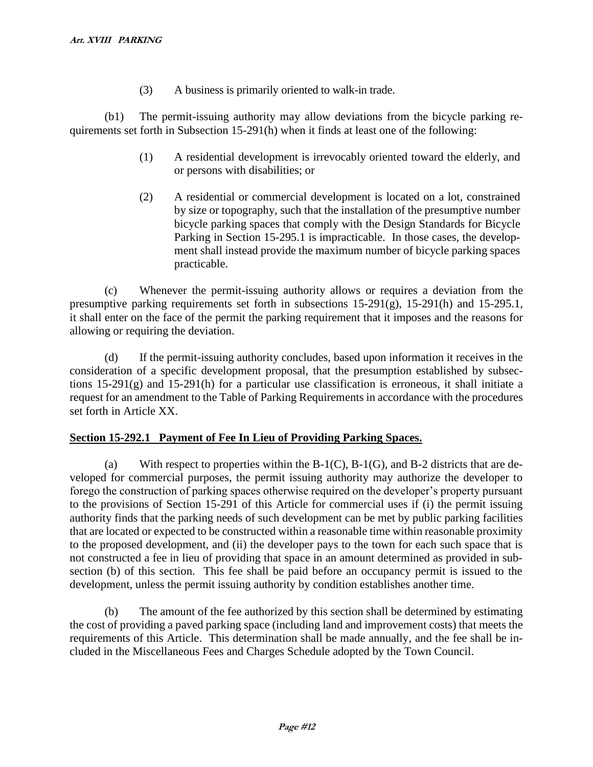(3) A business is primarily oriented to walk-in trade.

(b1) The permit-issuing authority may allow deviations from the bicycle parking requirements set forth in Subsection 15-291(h) when it finds at least one of the following:

(1) A residential development is irrevocably oriented toward the elderly, and or persons with disabilities; or

(2) A residential or commercial development is located on a lot, constrained by size or topography, such that the installation of the presumptive number bicycle parking spaces that comply with the Design Standards for Bicycle Parking in Section 15-295.1 is impracticable. In those cases, the development shall instead provide the maximum number of bicycle parking spaces practicable.

(c) Whenever the permit-issuing authority allows or requires a deviation from the presumptive parking requirements set forth in subsections 15-291(g), 15-291(h) and 15-295.1, it shall enter on the face of the permit the parking requirement that it imposes and the reasons for allowing or requiring the deviation.

(d) If the permit-issuing authority concludes, based upon information it receives in the consideration of a specific development proposal, that the presumption established by subsections 15-291(g) and 15-291(h) for a particular use classification is erroneous, it shall initiate a request for an amendment to the Table of Parking Requirements in accordance with the procedures set forth in Article XX.

## Section 15-292.1 Payment of Fee In Lieu of Providing Parking Spaces.

(a) With respect to properties within the B-1(C), B-1(G), and B-2 districts that are developed for commercial purposes, the permit issuing authority may authorize the developer to forego the construction of parking spaces otherwise required on the developer's property pursuant to the provisions of Section 15-291 of this Article for commercial uses if (i) the permit issuing authority finds that the parking needs of such development can be met by public parking facilities that are located or expected to be constructed within a reasonable time within reasonable proximity to the proposed development, and (ii) the developer pays to the town for each such space that is not constructed a fee in lieu of providing that space in an amount determined as provided in subsection (b) of this section. This fee shall be paid before an occupancy permit is issued to the development, unless the permit issuing authority by condition establishes another time.

(b) The amount of the fee authorized by this section shall be determined by estimating the cost of providing a paved parking space (including land and improvement costs) that meets the requirements of this Article. This determination shall be made annually, and the fee shall be included in the Miscellaneous Fees and Charges Schedule adopted by the Town Council.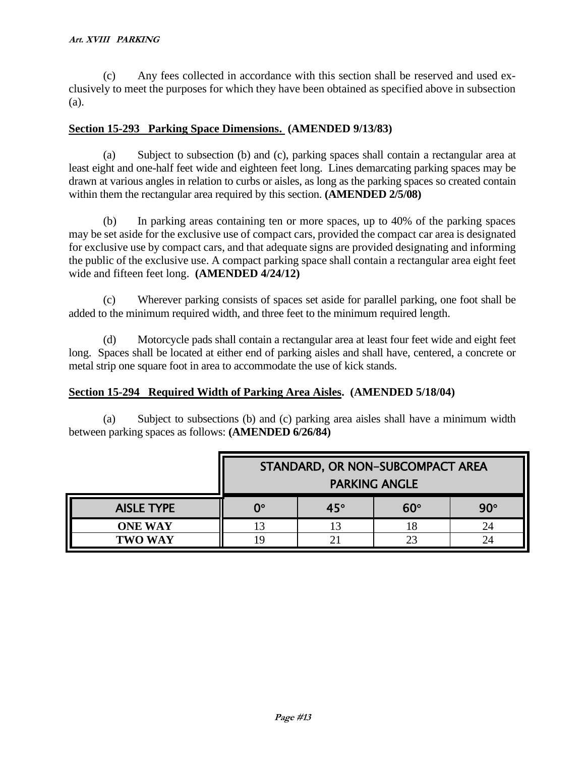(c) Any fees collected in accordance with this section shall be reserved and used exclusively to meet the purposes for which they have been obtained as specified above in subsection (a).

**Section 15-293 Parking Space Dimensions. (AMENDED 9/13/83)**

(a) Subject to subsection (b) and (c), parking spaces shall contain a rectangular area at least eight and one-half feet wide and eighteen feet long. Lines demarcating parking spaces may be drawn at various angles in relation to curbs or aisles, as long as the parking spaces so created contain within them the rectangular area required by this section. **(AMENDED 2/5/08)**

(b) In parking areas containing ten or more spaces, up to 40% of the parking spaces may be set aside for the exclusive use of compact cars, provided the compact car area is designated for exclusive use by compact cars, and that adequate signs are provided designating and informing the public of the exclusive use. A compact parking space shall contain a rectangular area eight feet wide and fifteen feet long. **(AMENDED 4/24/12)**

(c) Wherever parking consists of spaces set aside for parallel parking, one foot shall be added to the minimum required width, and three feet to the minimum required length.

(d) Motorcycle pads shall contain a rectangular area at least four feet wide and eight feet long. Spaces shall be located at either end of parking aisles and shall have, centered, a concrete or metal strip one square foot in area to accommodate the use of kick stands.

**Section 15-294 Required Width of Parking Area Aisles. (AMENDED 5/18/04)**

(a) Subject to subsections (b) and (c) parking area aisles shall have a minimum width between parking spaces as follows: **(AMENDED 6/26/84)**

| | STANDARD, OR NON-SUBCOMPACT AREA PARKING ANGLE | | | |
|---|---|---|---|---|
| **AISLE TYPE** | **0°** | **45°** | **60°** | **90°** |
| **ONE WAY** | 13 | 13 | 18 | 24 |
| **TWO WAY** | 19 | 21 | 23 | 24 |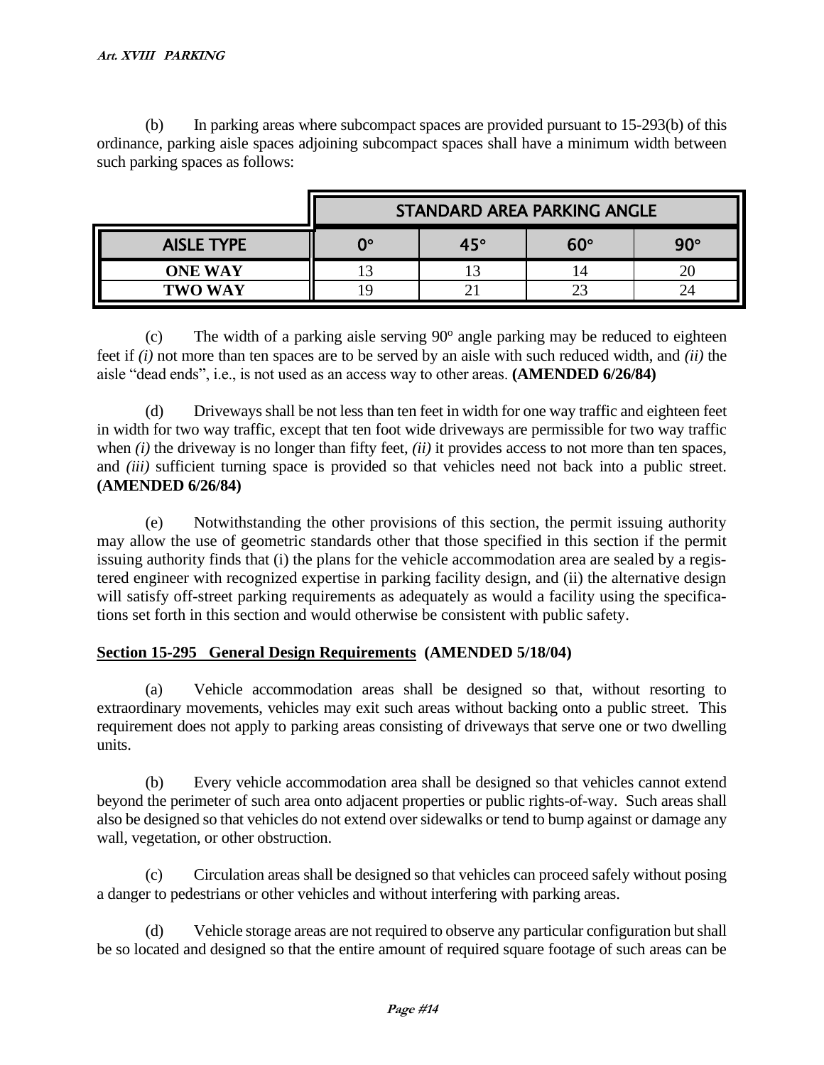(b) In parking areas where subcompact spaces are provided pursuant to 15-293(b) of this ordinance, parking aisle spaces adjoining subcompact spaces shall have a minimum width between such parking spaces as follows:

| | STANDARD AREA PARKING ANGLE | | | |
|---|---|---|---|---|
| **AISLE TYPE** | **0°** | **45°** | **60°** | **90°** |
| **ONE WAY** | 13 | 13 | 14 | 20 |
| **TWO WAY** | 19 | 21 | 23 | 24 |

(c) The width of a parking aisle serving 90º angle parking may be reduced to eighteen feet if *(i)* not more than ten spaces are to be served by an aisle with such reduced width, and *(ii)* the aisle "dead ends", i.e., is not used as an access way to other areas. **(AMENDED 6/26/84)**

(d) Driveways shall be not less than ten feet in width for one way traffic and eighteen feet in width for two way traffic, except that ten foot wide driveways are permissible for two way traffic when *(i)* the driveway is no longer than fifty feet, *(ii)* it provides access to not more than ten spaces, and *(iii)* sufficient turning space is provided so that vehicles need not back into a public street. **(AMENDED 6/26/84)**

(e) Notwithstanding the other provisions of this section, the permit issuing authority may allow the use of geometric standards other that those specified in this section if the permit issuing authority finds that (i) the plans for the vehicle accommodation area are sealed by a registered engineer with recognized expertise in parking facility design, and (ii) the alternative design will satisfy off-street parking requirements as adequately as would a facility using the specifications set forth in this section and would otherwise be consistent with public safety.

## Section 15-295 General Design Requirements (AMENDED 5/18/04)

(a) Vehicle accommodation areas shall be designed so that, without resorting to extraordinary movements, vehicles may exit such areas without backing onto a public street. This requirement does not apply to parking areas consisting of driveways that serve one or two dwelling units.

(b) Every vehicle accommodation area shall be designed so that vehicles cannot extend beyond the perimeter of such area onto adjacent properties or public rights-of-way. Such areas shall also be designed so that vehicles do not extend over sidewalks or tend to bump against or damage any wall, vegetation, or other obstruction.

(c) Circulation areas shall be designed so that vehicles can proceed safely without posing a danger to pedestrians or other vehicles and without interfering with parking areas.

(d) Vehicle storage areas are not required to observe any particular configuration but shall be so located and designed so that the entire amount of required square footage of such areas can be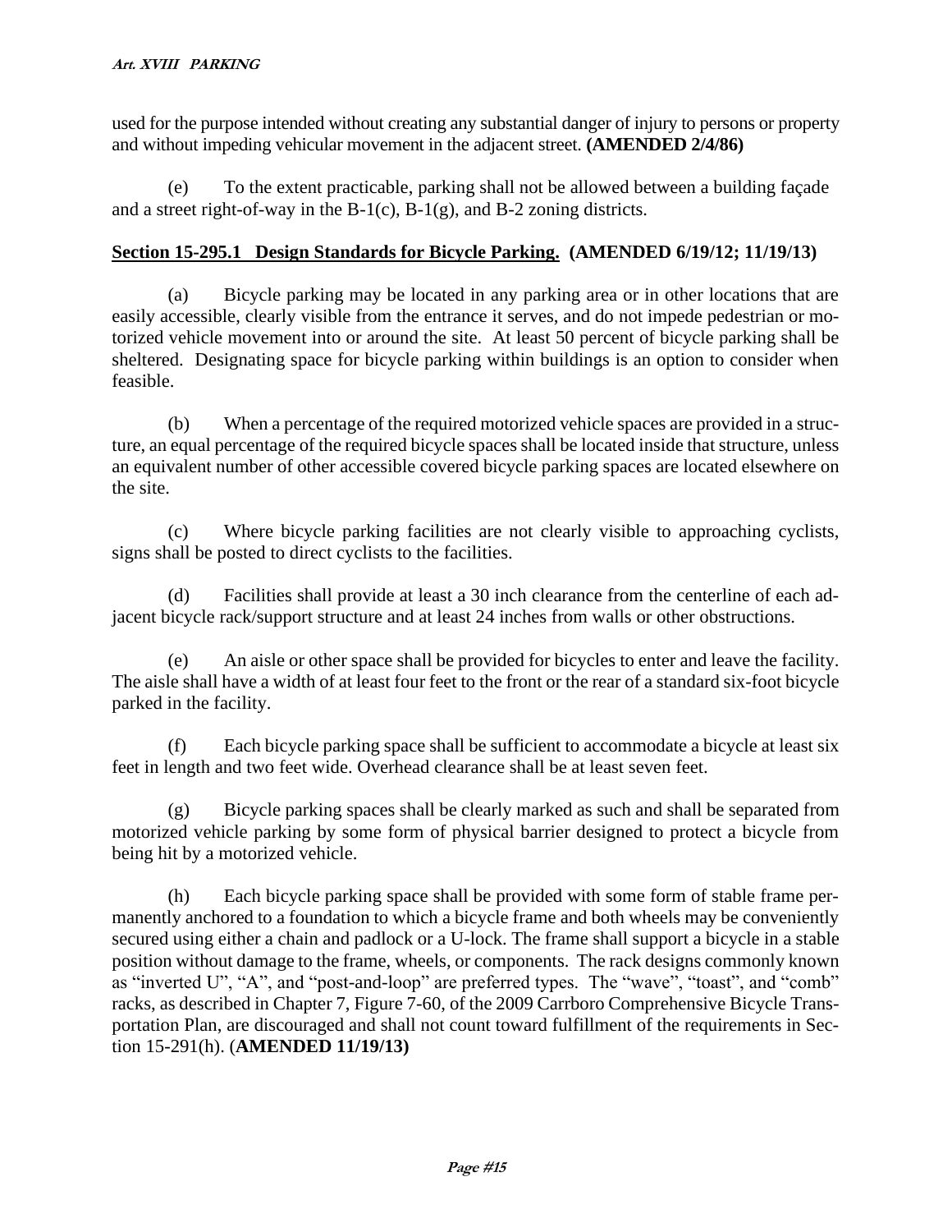used for the purpose intended without creating any substantial danger of injury to persons or property and without impeding vehicular movement in the adjacent street. **(AMENDED 2/4/86)**

(e) To the extent practicable, parking shall not be allowed between a building façade and a street right-of-way in the B-1(c), B-1(g), and B-2 zoning districts.

**Section 15-295.1 Design Standards for Bicycle Parking. (AMENDED 6/19/12; 11/19/13)**

(a) Bicycle parking may be located in any parking area or in other locations that are easily accessible, clearly visible from the entrance it serves, and do not impede pedestrian or motorized vehicle movement into or around the site. At least 50 percent of bicycle parking shall be sheltered. Designating space for bicycle parking within buildings is an option to consider when feasible.

(b) When a percentage of the required motorized vehicle spaces are provided in a structure, an equal percentage of the required bicycle spaces shall be located inside that structure, unless an equivalent number of other accessible covered bicycle parking spaces are located elsewhere on the site.

(c) Where bicycle parking facilities are not clearly visible to approaching cyclists, signs shall be posted to direct cyclists to the facilities.

(d) Facilities shall provide at least a 30 inch clearance from the centerline of each adjacent bicycle rack/support structure and at least 24 inches from walls or other obstructions.

(e) An aisle or other space shall be provided for bicycles to enter and leave the facility. The aisle shall have a width of at least four feet to the front or the rear of a standard six-foot bicycle parked in the facility.

(f) Each bicycle parking space shall be sufficient to accommodate a bicycle at least six feet in length and two feet wide. Overhead clearance shall be at least seven feet.

(g) Bicycle parking spaces shall be clearly marked as such and shall be separated from motorized vehicle parking by some form of physical barrier designed to protect a bicycle from being hit by a motorized vehicle.

(h) Each bicycle parking space shall be provided with some form of stable frame permanently anchored to a foundation to which a bicycle frame and both wheels may be conveniently secured using either a chain and padlock or a U-lock. The frame shall support a bicycle in a stable position without damage to the frame, wheels, or components. The rack designs commonly known as "inverted U", "A", and "post-and-loop" are preferred types. The "wave", "toast", and "comb" racks, as described in Chapter 7, Figure 7-60, of the 2009 Carrboro Comprehensive Bicycle Transportation Plan, are discouraged and shall not count toward fulfillment of the requirements in Section 15-291(h). (**AMENDED 11/19/13)**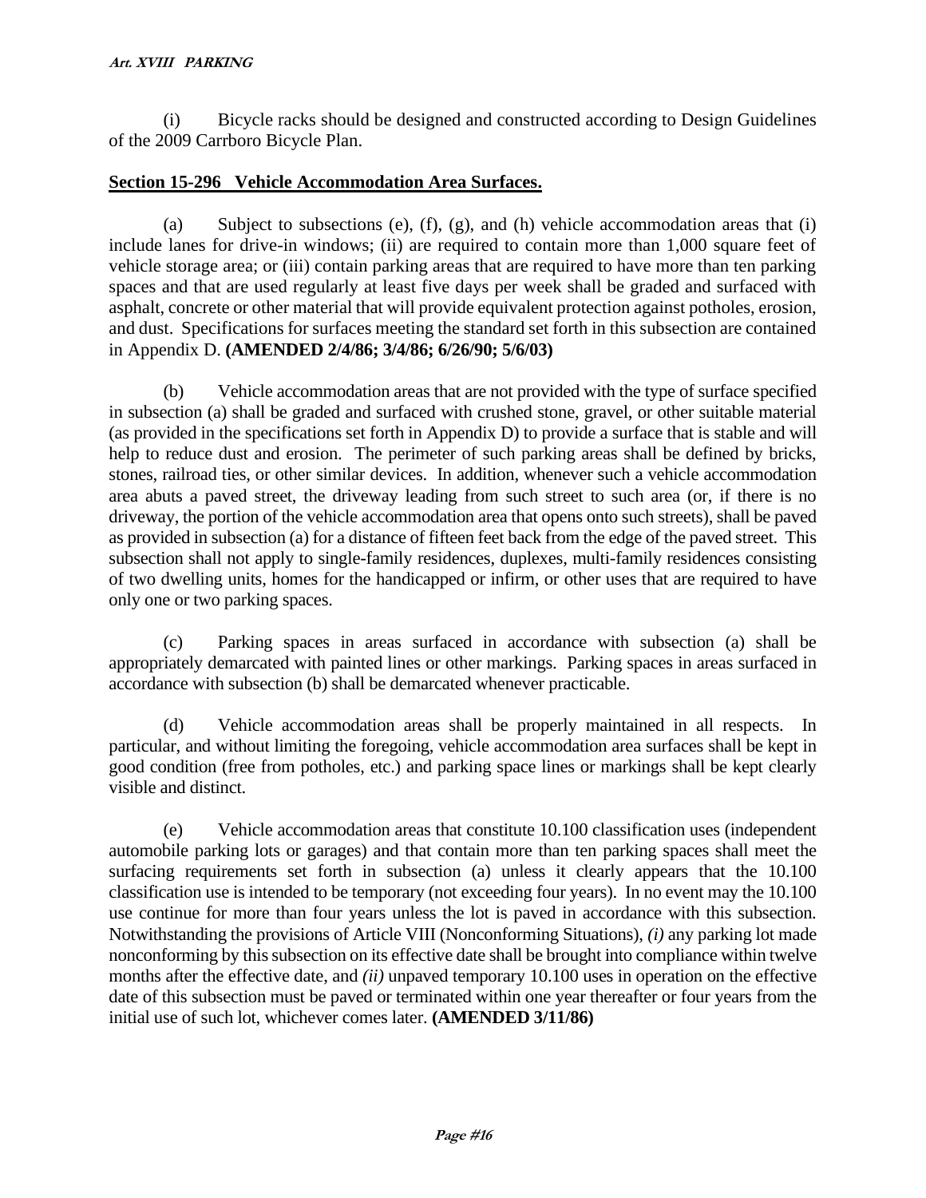(i) Bicycle racks should be designed and constructed according to Design Guidelines of the 2009 Carrboro Bicycle Plan.

## Section 15-296 Vehicle Accommodation Area Surfaces.

(a) Subject to subsections (e), (f), (g), and (h) vehicle accommodation areas that (i) include lanes for drive-in windows; (ii) are required to contain more than 1,000 square feet of vehicle storage area; or (iii) contain parking areas that are required to have more than ten parking spaces and that are used regularly at least five days per week shall be graded and surfaced with asphalt, concrete or other material that will provide equivalent protection against potholes, erosion, and dust. Specifications for surfaces meeting the standard set forth in this subsection are contained in Appendix D. **(AMENDED 2/4/86; 3/4/86; 6/26/90; 5/6/03)**

(b) Vehicle accommodation areas that are not provided with the type of surface specified in subsection (a) shall be graded and surfaced with crushed stone, gravel, or other suitable material (as provided in the specifications set forth in Appendix D) to provide a surface that is stable and will help to reduce dust and erosion. The perimeter of such parking areas shall be defined by bricks, stones, railroad ties, or other similar devices. In addition, whenever such a vehicle accommodation area abuts a paved street, the driveway leading from such street to such area (or, if there is no driveway, the portion of the vehicle accommodation area that opens onto such streets), shall be paved as provided in subsection (a) for a distance of fifteen feet back from the edge of the paved street. This subsection shall not apply to single-family residences, duplexes, multi-family residences consisting of two dwelling units, homes for the handicapped or infirm, or other uses that are required to have only one or two parking spaces.

(c) Parking spaces in areas surfaced in accordance with subsection (a) shall be appropriately demarcated with painted lines or other markings. Parking spaces in areas surfaced in accordance with subsection (b) shall be demarcated whenever practicable.

(d) Vehicle accommodation areas shall be properly maintained in all respects. In particular, and without limiting the foregoing, vehicle accommodation area surfaces shall be kept in good condition (free from potholes, etc.) and parking space lines or markings shall be kept clearly visible and distinct.

(e) Vehicle accommodation areas that constitute 10.100 classification uses (independent automobile parking lots or garages) and that contain more than ten parking spaces shall meet the surfacing requirements set forth in subsection (a) unless it clearly appears that the 10.100 classification use is intended to be temporary (not exceeding four years). In no event may the 10.100 use continue for more than four years unless the lot is paved in accordance with this subsection. Notwithstanding the provisions of Article VIII (Nonconforming Situations), *(i)* any parking lot made nonconforming by this subsection on its effective date shall be brought into compliance within twelve months after the effective date, and *(ii)* unpaved temporary 10.100 uses in operation on the effective date of this subsection must be paved or terminated within one year thereafter or four years from the initial use of such lot, whichever comes later. **(AMENDED 3/11/86)**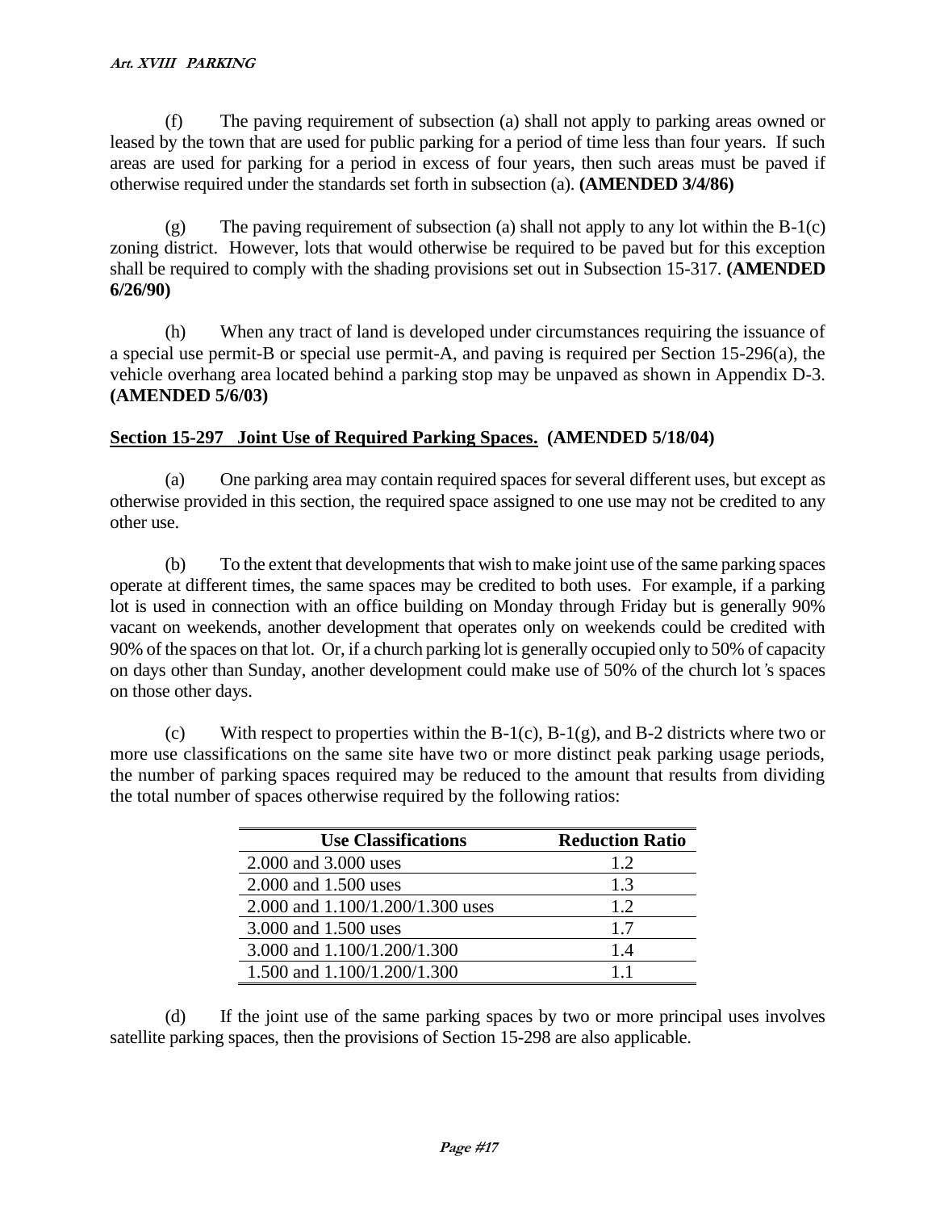(f) The paving requirement of subsection (a) shall not apply to parking areas owned or leased by the town that are used for public parking for a period of time less than four years. If such areas are used for parking for a period in excess of four years, then such areas must be paved if otherwise required under the standards set forth in subsection (a). **(AMENDED 3/4/86)**

(g) The paving requirement of subsection (a) shall not apply to any lot within the B-1(c) zoning district. However, lots that would otherwise be required to be paved but for this exception shall be required to comply with the shading provisions set out in Subsection 15-317. **(AMENDED 6/26/90)**

(h) When any tract of land is developed under circumstances requiring the issuance of a special use permit-B or special use permit-A, and paving is required per Section 15-296(a), the vehicle overhang area located behind a parking stop may be unpaved as shown in Appendix D-3. **(AMENDED 5/6/03)**

**Section 15-297 Joint Use of Required Parking Spaces. (AMENDED 5/18/04)**

(a) One parking area may contain required spaces for several different uses, but except as otherwise provided in this section, the required space assigned to one use may not be credited to any other use.

(b) To the extent that developments that wish to make joint use of the same parking spaces operate at different times, the same spaces may be credited to both uses. For example, if a parking lot is used in connection with an office building on Monday through Friday but is generally 90% vacant on weekends, another development that operates only on weekends could be credited with 90% of the spaces on that lot. Or, if a church parking lot is generally occupied only to 50% of capacity on days other than Sunday, another development could make use of 50% of the church lot's spaces on those other days.

(c) With respect to properties within the B-1(c), B-1(g), and B-2 districts where two or more use classifications on the same site have two or more distinct peak parking usage periods, the number of parking spaces required may be reduced to the amount that results from dividing the total number of spaces otherwise required by the following ratios:

| Use Classifications | Reduction Ratio |
|---|---|
| 2.000 and 3.000 uses | 1.2 |
| 2.000 and 1.500 uses | 1.3 |
| 2.000 and 1.100/1.200/1.300 uses | 1.2 |
| 3.000 and 1.500 uses | 1.7 |
| 3.000 and 1.100/1.200/1.300 | 1.4 |
| 1.500 and 1.100/1.200/1.300 | 1.1 |

(d) If the joint use of the same parking spaces by two or more principal uses involves satellite parking spaces, then the provisions of Section 15-298 are also applicable.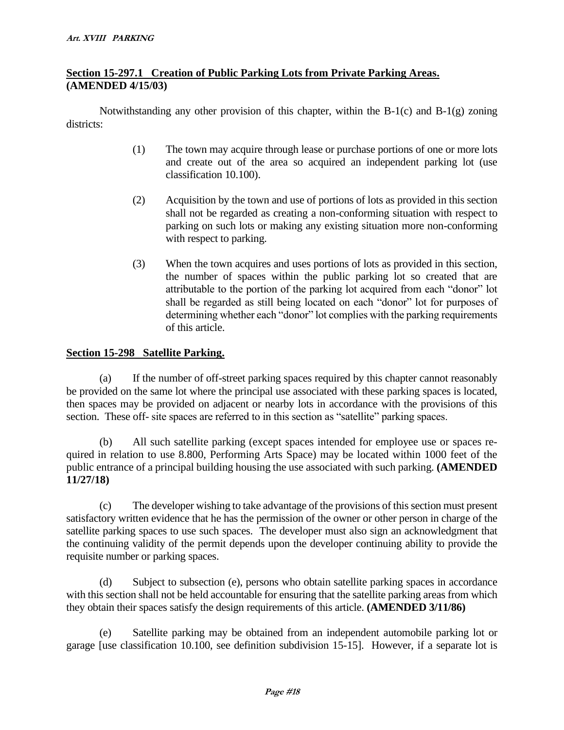## Section 15-297.1 Creation of Public Parking Lots from Private Parking Areas. (AMENDED 4/15/03)

Notwithstanding any other provision of this chapter, within the B-1(c) and B-1(g) zoning districts:

(1) The town may acquire through lease or purchase portions of one or more lots and create out of the area so acquired an independent parking lot (use classification 10.100).

(2) Acquisition by the town and use of portions of lots as provided in this section shall not be regarded as creating a non-conforming situation with respect to parking on such lots or making any existing situation more non-conforming with respect to parking.

(3) When the town acquires and uses portions of lots as provided in this section, the number of spaces within the public parking lot so created that are attributable to the portion of the parking lot acquired from each "donor" lot shall be regarded as still being located on each "donor" lot for purposes of determining whether each "donor" lot complies with the parking requirements of this article.

## Section 15-298 Satellite Parking.

(a) If the number of off-street parking spaces required by this chapter cannot reasonably be provided on the same lot where the principal use associated with these parking spaces is located, then spaces may be provided on adjacent or nearby lots in accordance with the provisions of this section. These off- site spaces are referred to in this section as "satellite" parking spaces.

(b) All such satellite parking (except spaces intended for employee use or spaces required in relation to use 8.800, Performing Arts Space) may be located within 1000 feet of the public entrance of a principal building housing the use associated with such parking. **(AMENDED 11/27/18)**

(c) The developer wishing to take advantage of the provisions of this section must present satisfactory written evidence that he has the permission of the owner or other person in charge of the satellite parking spaces to use such spaces. The developer must also sign an acknowledgment that the continuing validity of the permit depends upon the developer continuing ability to provide the requisite number or parking spaces.

(d) Subject to subsection (e), persons who obtain satellite parking spaces in accordance with this section shall not be held accountable for ensuring that the satellite parking areas from which they obtain their spaces satisfy the design requirements of this article. **(AMENDED 3/11/86)**

(e) Satellite parking may be obtained from an independent automobile parking lot or garage [use classification 10.100, see definition subdivision 15-15]. However, if a separate lot is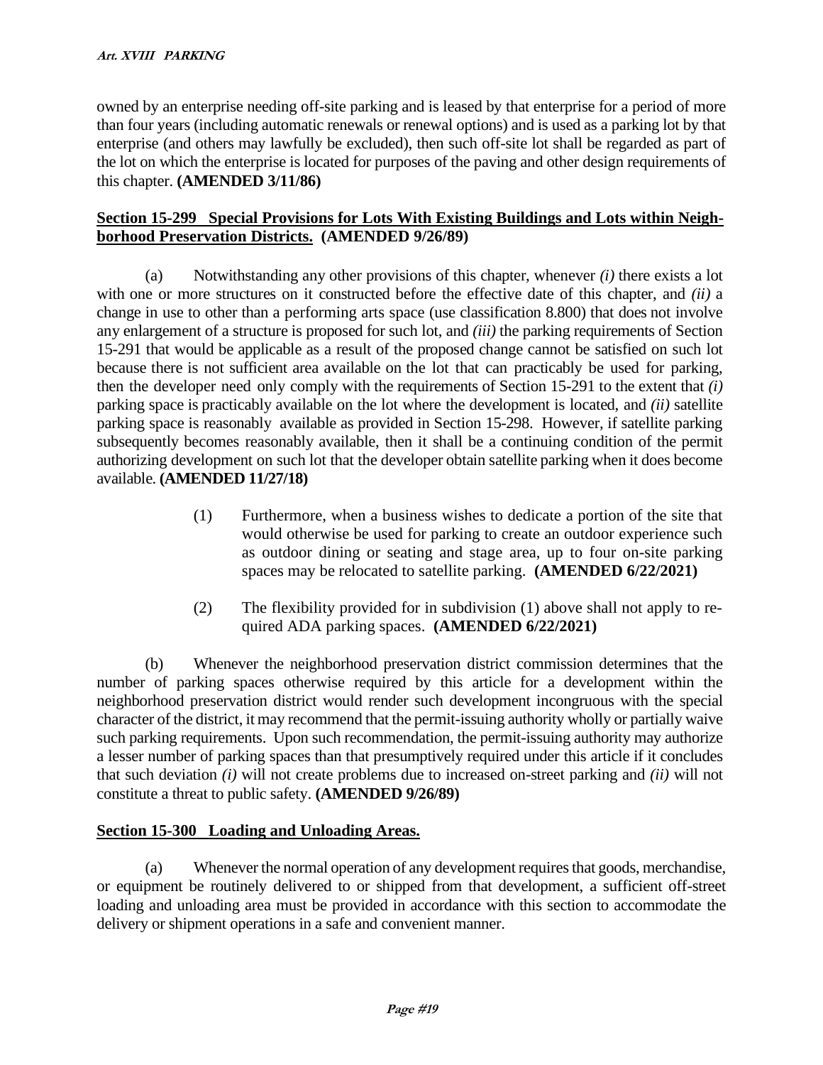owned by an enterprise needing off-site parking and is leased by that enterprise for a period of more than four years (including automatic renewals or renewal options) and is used as a parking lot by that enterprise (and others may lawfully be excluded), then such off-site lot shall be regarded as part of the lot on which the enterprise is located for purposes of the paving and other design requirements of this chapter. **(AMENDED 3/11/86)**

## Section 15-299 Special Provisions for Lots With Existing Buildings and Lots within Neighborhood Preservation Districts. (AMENDED 9/26/89)

(a) Notwithstanding any other provisions of this chapter, whenever *(i)* there exists a lot with one or more structures on it constructed before the effective date of this chapter, and *(ii)* a change in use to other than a performing arts space (use classification 8.800) that does not involve any enlargement of a structure is proposed for such lot, and *(iii)* the parking requirements of Section 15-291 that would be applicable as a result of the proposed change cannot be satisfied on such lot because there is not sufficient area available on the lot that can practicably be used for parking, then the developer need only comply with the requirements of Section 15-291 to the extent that *(i)* parking space is practicably available on the lot where the development is located, and *(ii)* satellite parking space is reasonably available as provided in Section 15-298. However, if satellite parking subsequently becomes reasonably available, then it shall be a continuing condition of the permit authorizing development on such lot that the developer obtain satellite parking when it does become available. **(AMENDED 11/27/18)**

(1) Furthermore, when a business wishes to dedicate a portion of the site that would otherwise be used for parking to create an outdoor experience such as outdoor dining or seating and stage area, up to four on-site parking spaces may be relocated to satellite parking. **(AMENDED 6/22/2021)**

(2) The flexibility provided for in subdivision (1) above shall not apply to required ADA parking spaces. **(AMENDED 6/22/2021)**

(b) Whenever the neighborhood preservation district commission determines that the number of parking spaces otherwise required by this article for a development within the neighborhood preservation district would render such development incongruous with the special character of the district, it may recommend that the permit-issuing authority wholly or partially waive such parking requirements. Upon such recommendation, the permit-issuing authority may authorize a lesser number of parking spaces than that presumptively required under this article if it concludes that such deviation *(i)* will not create problems due to increased on-street parking and *(ii)* will not constitute a threat to public safety. **(AMENDED 9/26/89)**

## Section 15-300 Loading and Unloading Areas.

(a) Whenever the normal operation of any development requires that goods, merchandise, or equipment be routinely delivered to or shipped from that development, a sufficient off-street loading and unloading area must be provided in accordance with this section to accommodate the delivery or shipment operations in a safe and convenient manner.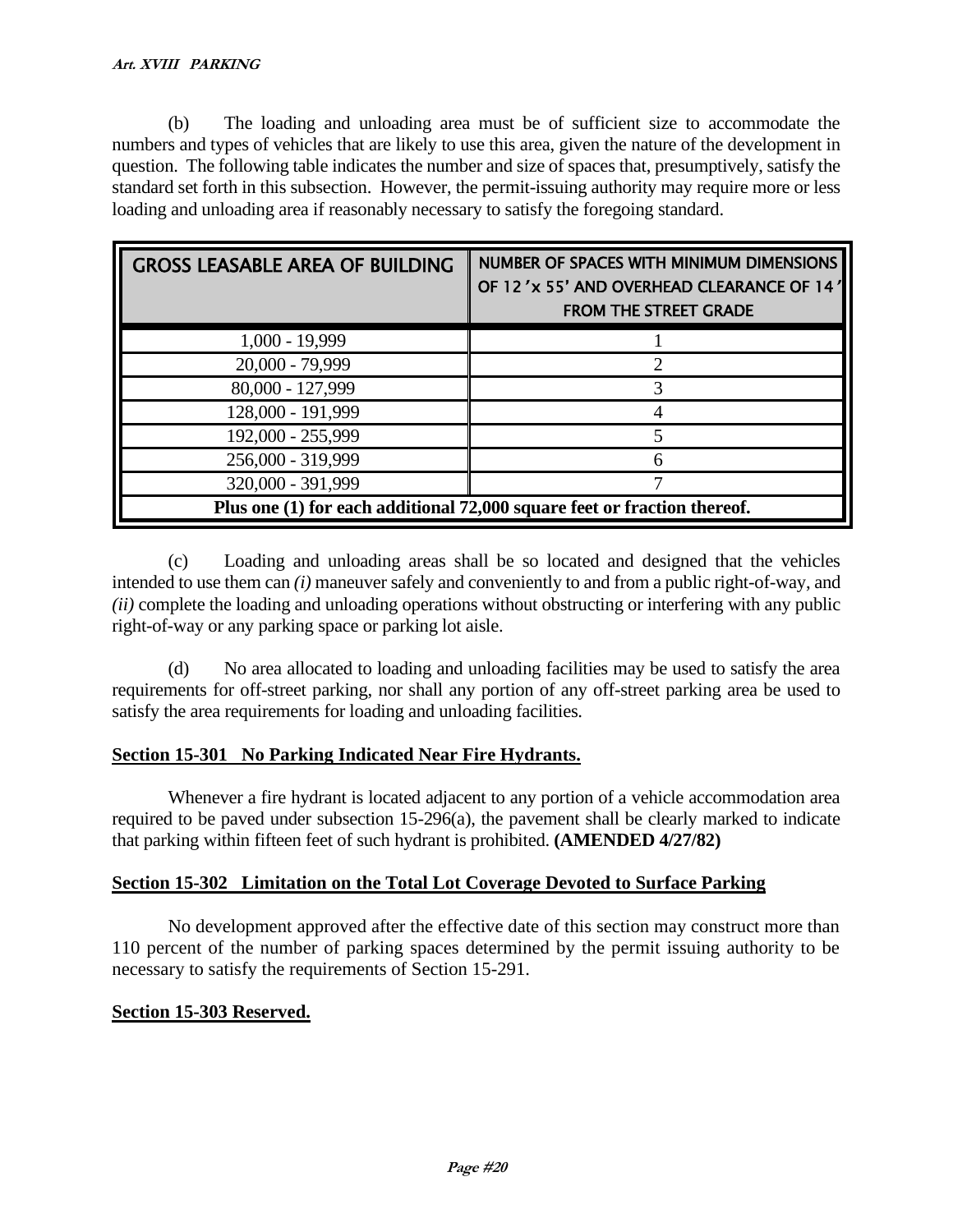(b) The loading and unloading area must be of sufficient size to accommodate the numbers and types of vehicles that are likely to use this area, given the nature of the development in question. The following table indicates the number and size of spaces that, presumptively, satisfy the standard set forth in this subsection. However, the permit-issuing authority may require more or less loading and unloading area if reasonably necessary to satisfy the foregoing standard.

| GROSS LEASABLE AREA OF BUILDING | NUMBER OF SPACES WITH MINIMUM DIMENSIONS OF 12'x 55' AND OVERHEAD CLEARANCE OF 14' FROM THE STREET GRADE |
|---|---|
| 1,000 - 19,999 | 1 |
| 20,000 - 79,999 | 2 |
| 80,000 - 127,999 | 3 |
| 128,000 - 191,999 | 4 |
| 192,000 - 255,999 | 5 |
| 256,000 - 319,999 | 6 |
| 320,000 - 391,999 | 7 |
| **Plus one (1) for each additional 72,000 square feet or fraction thereof.** | |

(c) Loading and unloading areas shall be so located and designed that the vehicles intended to use them can *(i)* maneuver safely and conveniently to and from a public right-of-way, and *(ii)* complete the loading and unloading operations without obstructing or interfering with any public right-of-way or any parking space or parking lot aisle.

(d) No area allocated to loading and unloading facilities may be used to satisfy the area requirements for off-street parking, nor shall any portion of any off-street parking area be used to satisfy the area requirements for loading and unloading facilities.

## Section 15-301 No Parking Indicated Near Fire Hydrants.

Whenever a fire hydrant is located adjacent to any portion of a vehicle accommodation area required to be paved under subsection 15-296(a), the pavement shall be clearly marked to indicate that parking within fifteen feet of such hydrant is prohibited. **(AMENDED 4/27/82)**

## Section 15-302 Limitation on the Total Lot Coverage Devoted to Surface Parking

No development approved after the effective date of this section may construct more than 110 percent of the number of parking spaces determined by the permit issuing authority to be necessary to satisfy the requirements of Section 15-291.

## Section 15-303 Reserved.